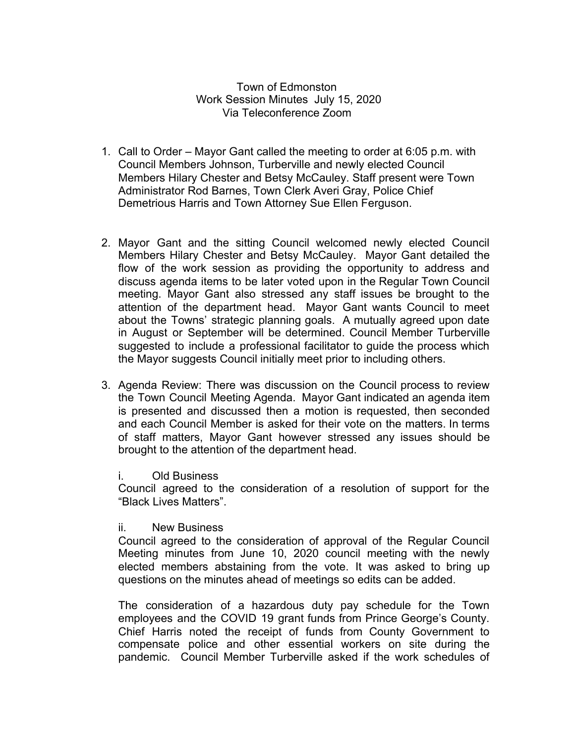# Town of Edmonston
## Work Session Minutes July 15, 2020
### Via Teleconference Zoom

1. Call to Order – Mayor Gant called the meeting to order at 6:05 p.m. with Council Members Johnson, Turberville and newly elected Council Members Hilary Chester and Betsy McCauley. Staff present were Town Administrator Rod Barnes, Town Clerk Averi Gray, Police Chief Demetrious Harris and Town Attorney Sue Ellen Ferguson.

2. Mayor Gant and the sitting Council welcomed newly elected Council Members Hilary Chester and Betsy McCauley. Mayor Gant detailed the flow of the work session as providing the opportunity to address and discuss agenda items to be later voted upon in the Regular Town Council meeting. Mayor Gant also stressed any staff issues be brought to the attention of the department head. Mayor Gant wants Council to meet about the Towns' strategic planning goals. A mutually agreed upon date in August or September will be determined. Council Member Turberville suggested to include a professional facilitator to guide the process which the Mayor suggests Council initially meet prior to including others.

3. Agenda Review: There was discussion on the Council process to review the Town Council Meeting Agenda. Mayor Gant indicated an agenda item is presented and discussed then a motion is requested, then seconded and each Council Member is asked for their vote on the matters. In terms of staff matters, Mayor Gant however stressed any issues should be brought to the attention of the department head.

   i. Old Business

   Council agreed to the consideration of a resolution of support for the "Black Lives Matters".

   ii. New Business

   Council agreed to the consideration of approval of the Regular Council Meeting minutes from June 10, 2020 council meeting with the newly elected members abstaining from the vote. It was asked to bring up questions on the minutes ahead of meetings so edits can be added.

   The consideration of a hazardous duty pay schedule for the Town employees and the COVID 19 grant funds from Prince George's County. Chief Harris noted the receipt of funds from County Government to compensate police and other essential workers on site during the pandemic. Council Member Turberville asked if the work schedules of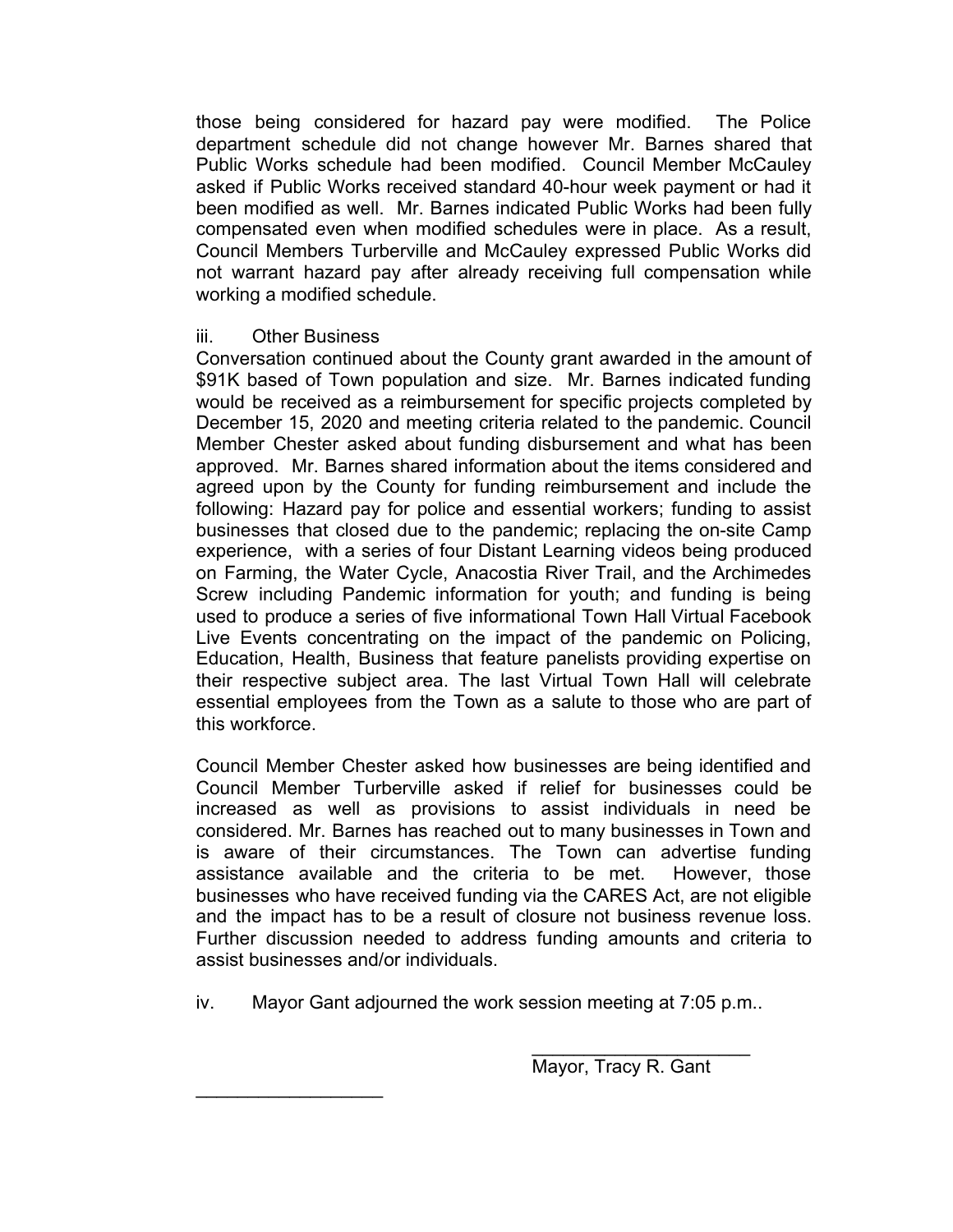those being considered for hazard pay were modified. The Police department schedule did not change however Mr. Barnes shared that Public Works schedule had been modified. Council Member McCauley asked if Public Works received standard 40-hour week payment or had it been modified as well. Mr. Barnes indicated Public Works had been fully compensated even when modified schedules were in place. As a result, Council Members Turberville and McCauley expressed Public Works did not warrant hazard pay after already receiving full compensation while working a modified schedule.

iii. Other Business

Conversation continued about the County grant awarded in the amount of $91K based of Town population and size. Mr. Barnes indicated funding would be received as a reimbursement for specific projects completed by December 15, 2020 and meeting criteria related to the pandemic. Council Member Chester asked about funding disbursement and what has been approved. Mr. Barnes shared information about the items considered and agreed upon by the County for funding reimbursement and include the following: Hazard pay for police and essential workers; funding to assist businesses that closed due to the pandemic; replacing the on-site Camp experience, with a series of four Distant Learning videos being produced on Farming, the Water Cycle, Anacostia River Trail, and the Archimedes Screw including Pandemic information for youth; and funding is being used to produce a series of five informational Town Hall Virtual Facebook Live Events concentrating on the impact of the pandemic on Policing, Education, Health, Business that feature panelists providing expertise on their respective subject area. The last Virtual Town Hall will celebrate essential employees from the Town as a salute to those who are part of this workforce.

Council Member Chester asked how businesses are being identified and Council Member Turberville asked if relief for businesses could be increased as well as provisions to assist individuals in need be considered. Mr. Barnes has reached out to many businesses in Town and is aware of their circumstances. The Town can advertise funding assistance available and the criteria to be met. However, those businesses who have received funding via the CARES Act, are not eligible and the impact has to be a result of closure not business revenue loss. Further discussion needed to address funding amounts and criteria to assist businesses and/or individuals.

iv. Mayor Gant adjourned the work session meeting at 7:05 p.m..

\_\_\_\_\_\_\_\_\_\_\_\_\_\_\_\_\_\_\_\_\_\_

Mayor, Tracy R. Gant

\_\_\_\_\_\_\_\_\_\_\_\_\_\_\_\_\_\_\_\_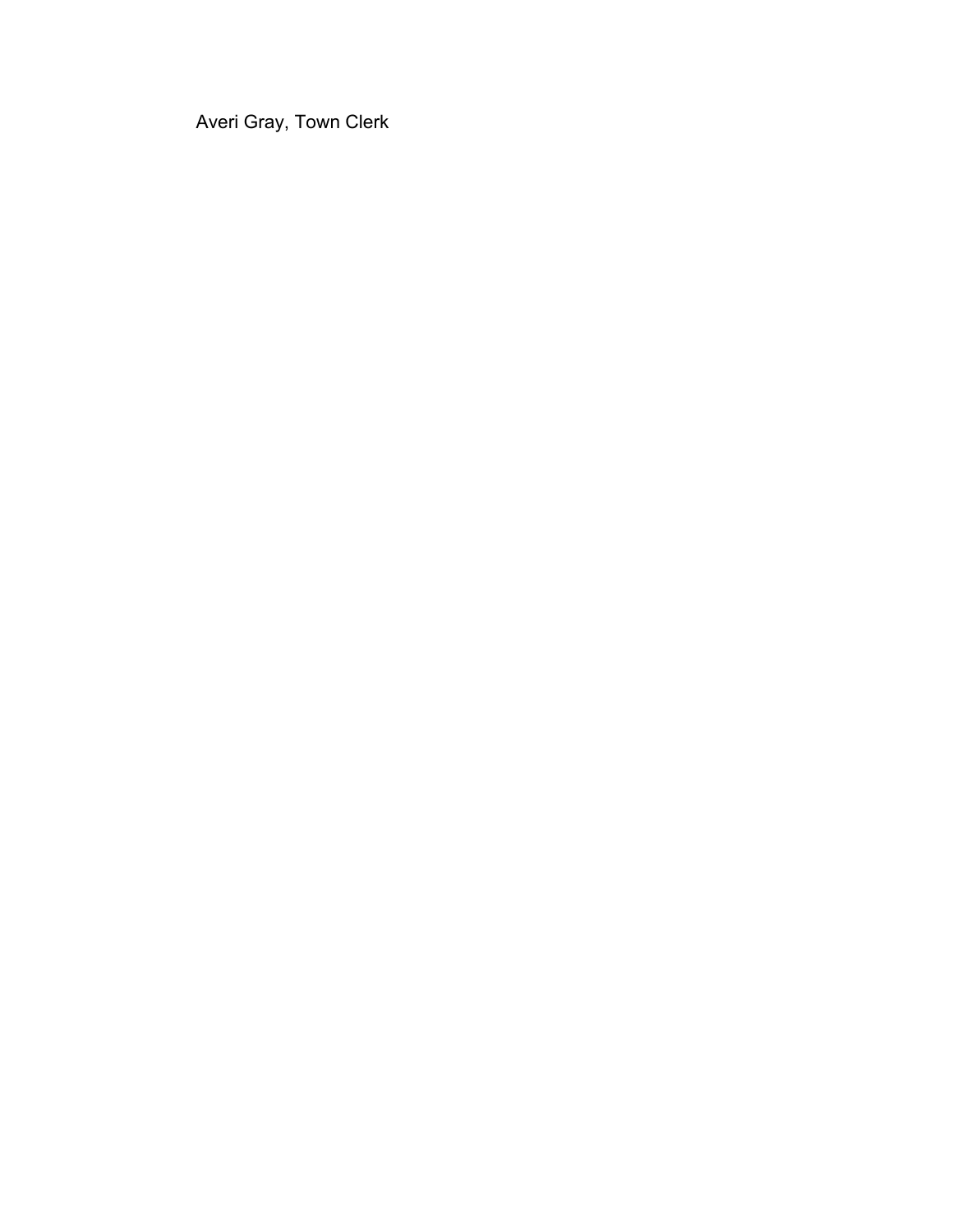Averi Gray, Town Clerk